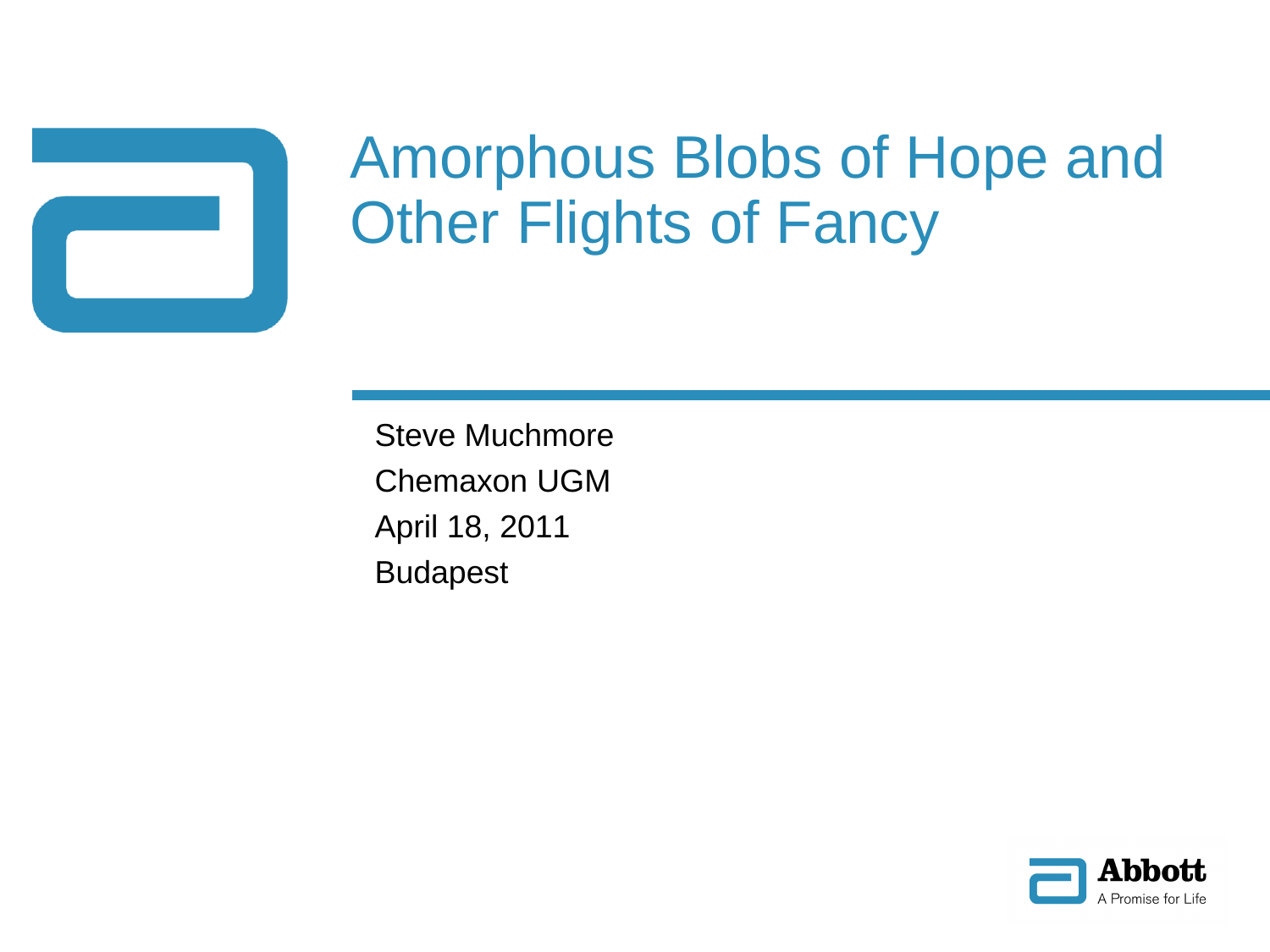# Amorphous Blobs of Hope and Other Flights of Fancy

Steve Muchmore

Chemaxon UGM

April 18, 2011

Budapest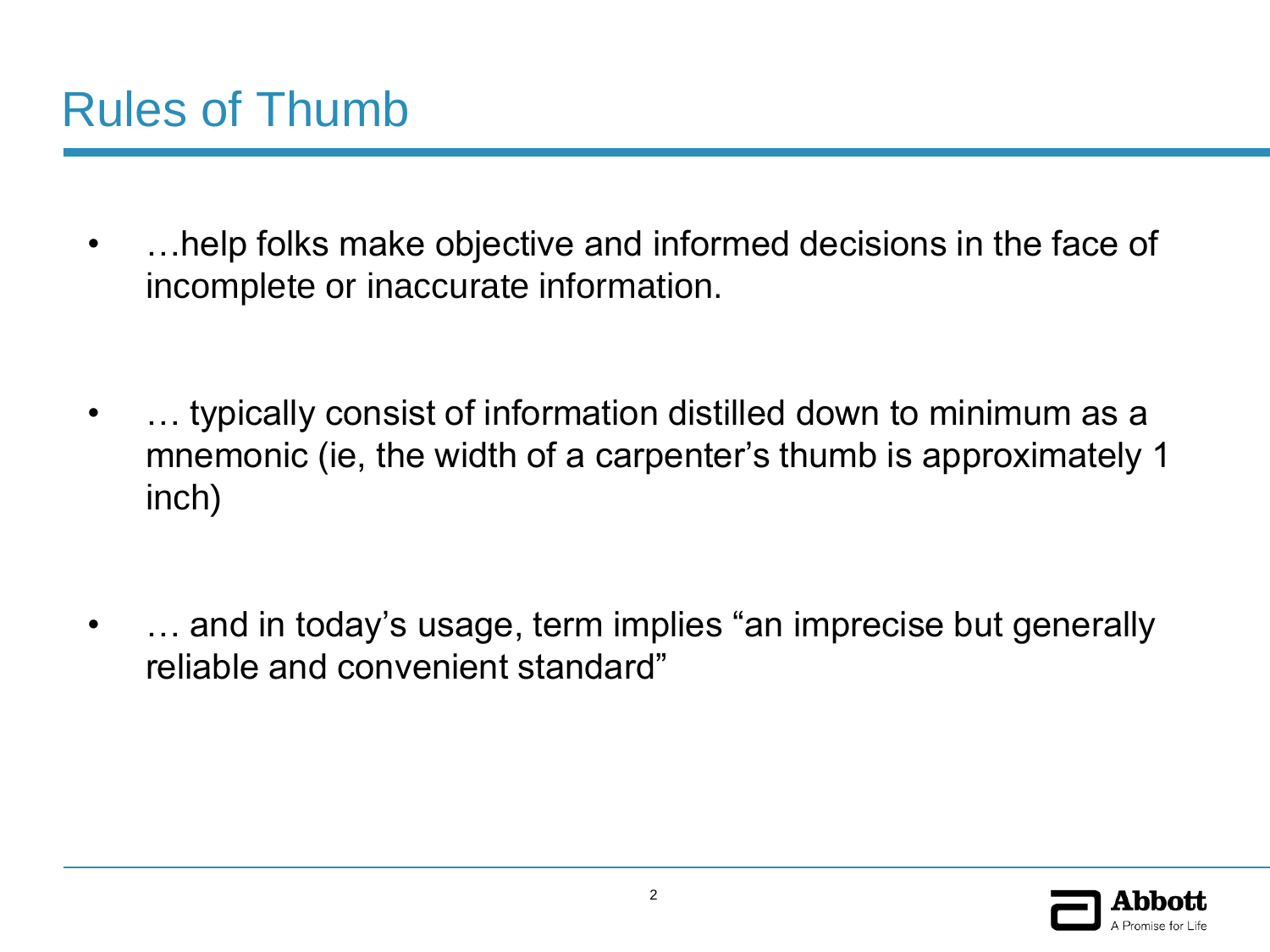# Rules of Thumb

- …help folks make objective and informed decisions in the face of incomplete or inaccurate information.

- … typically consist of information distilled down to minimum as a mnemonic (ie, the width of a carpenter's thumb is approximately 1 inch)

- … and in today's usage, term implies "an imprecise but generally reliable and convenient standard"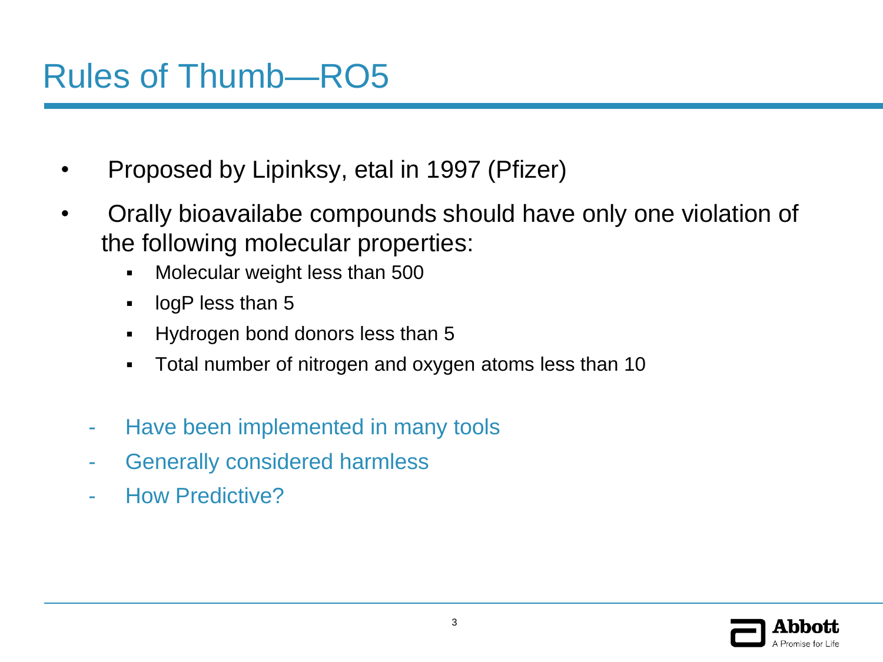# Rules of Thumb—RO5

- Proposed by Lipinksy, etal in 1997 (Pfizer)
- Orally bioavailabe compounds should have only one violation of the following molecular properties:
  - Molecular weight less than 500
  - logP less than 5
  - Hydrogen bond donors less than 5
  - Total number of nitrogen and oxygen atoms less than 10

- Have been implemented in many tools
- Generally considered harmless
- How Predictive?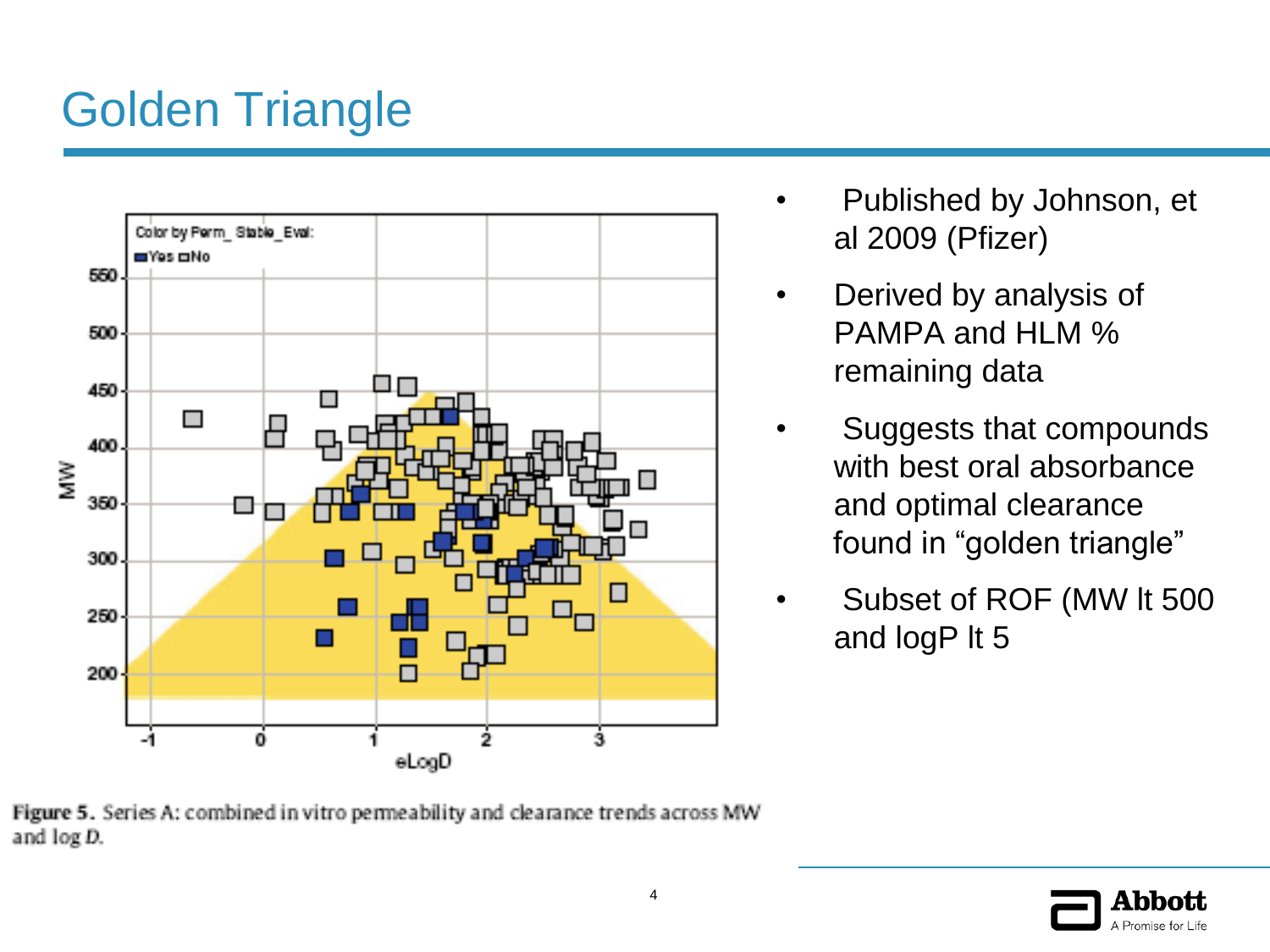# Golden Triangle

Figure 5. Series A: combined in vitro permeability and clearance trends across MW and log $D$.

- Published by Johnson, et al 2009 (Pfizer)
- Derived by analysis of PAMPA and HLM % remaining data
- Suggests that compounds with best oral absorbance and optimal clearance found in "golden triangle"
- Subset of ROF (MW lt 500 and logP lt 5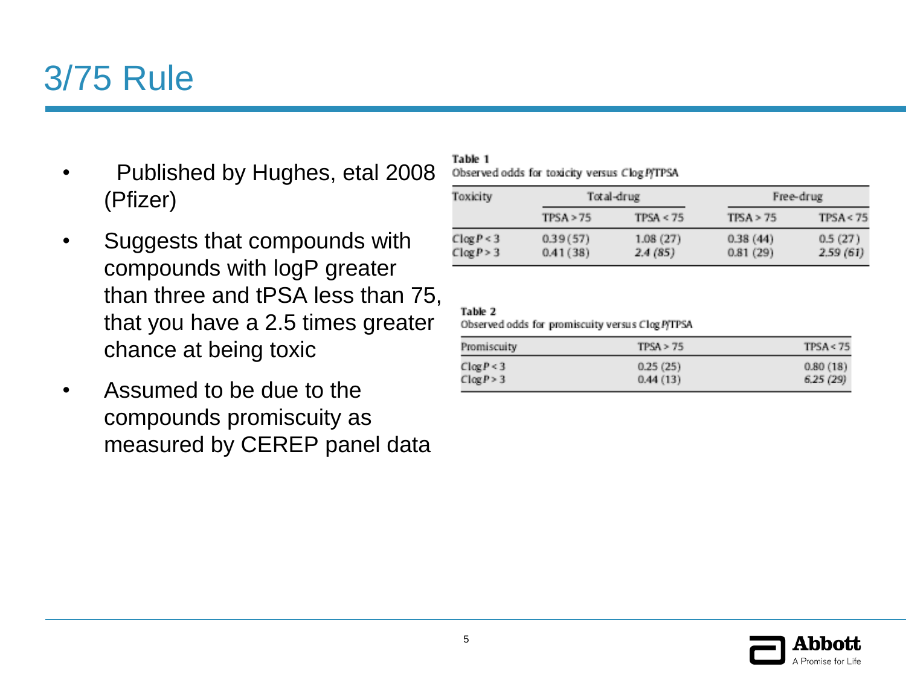# 3/75 Rule

- Published by Hughes, etal 2008 (Pfizer)
- Suggests that compounds with compounds with logP greater than three and tPSA less than 75, that you have a 2.5 times greater chance at being toxic
- Assumed to be due to the compounds promiscuity as measured by CEREP panel data

**Table 1**
Observed odds for toxicity versus Clog P/TPSA

| Toxicity | Total-drug | | Free-drug | |
|---|---|---|---|---|
| | TPSA > 75 | TPSA < 75 | TPSA > 75 | TPSA < 75 |
| Clog P < 3 | 0.39 (57) | 1.08 (27) | 0.38 (44) | 0.5 (27) |
| Clog P > 3 | 0.41 (38) | *2.4 (85)* | 0.81 (29) | *2.59 (61)* |

**Table 2**
Observed odds for promiscuity versus Clog P/TPSA

| Promiscuity | TPSA > 75 | TPSA < 75 |
|---|---|---|
| Clog P < 3 | 0.25 (25) | 0.80 (18) |
| Clog P > 3 | 0.44 (13) | *6.25 (29)* |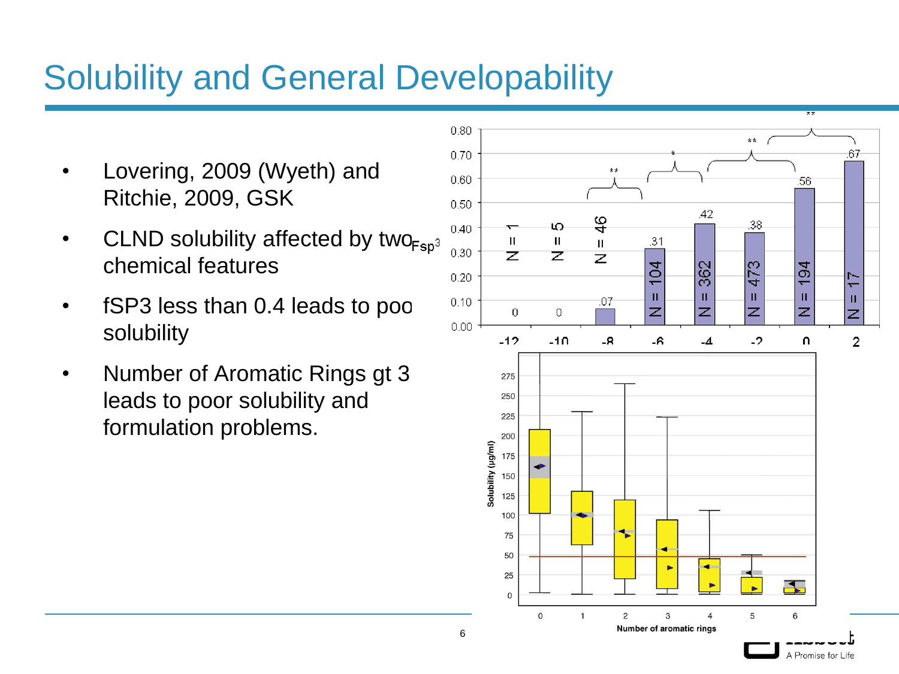# Solubility and General Developability

- Lovering, 2009 (Wyeth) and Ritchie, 2009, GSK
- CLND solubility affected by two chemical features
- fSP3 less than 0.4 leads to poor solubility
- Number of Aromatic Rings gt 3 leads to poor solubility and formulation problems.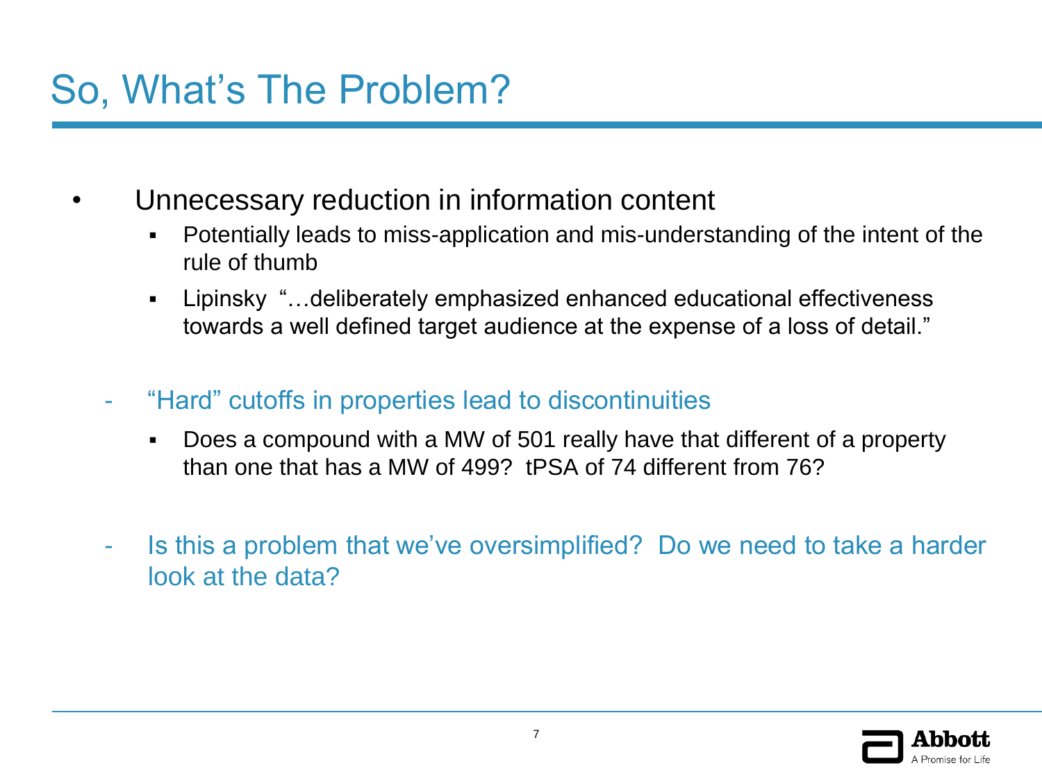# So, What's The Problem?

- Unnecessary reduction in information content
  - Potentially leads to miss-application and mis-understanding of the intent of the rule of thumb
  - Lipinsky "…deliberately emphasized enhanced educational effectiveness towards a well defined target audience at the expense of a loss of detail."

- "Hard" cutoffs in properties lead to discontinuities
  - Does a compound with a MW of 501 really have that different of a property than one that has a MW of 499? tPSA of 74 different from 76?

- Is this a problem that we've oversimplified? Do we need to take a harder look at the data?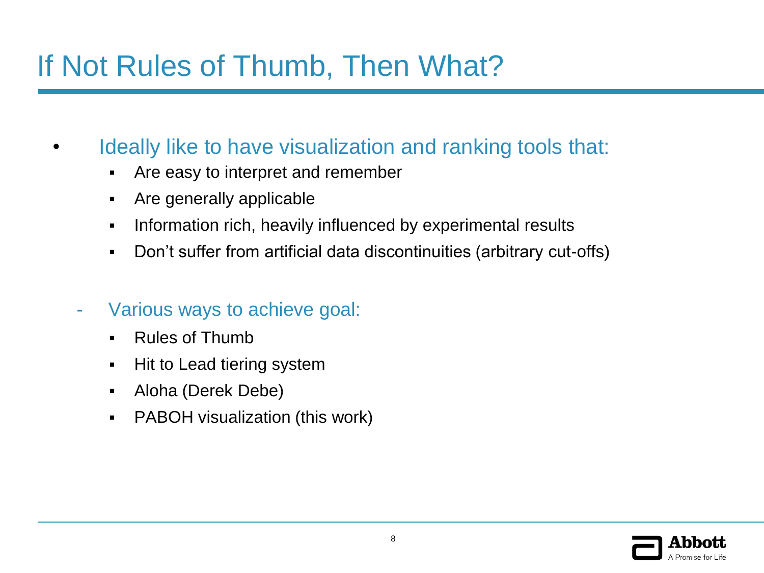# If Not Rules of Thumb, Then What?

- Ideally like to have visualization and ranking tools that:
  - Are easy to interpret and remember
  - Are generally applicable
  - Information rich, heavily influenced by experimental results
  - Don't suffer from artificial data discontinuities (arbitrary cut-offs)

- Various ways to achieve goal:
  - Rules of Thumb
  - Hit to Lead tiering system
  - Aloha (Derek Debe)
  - PABOH visualization (this work)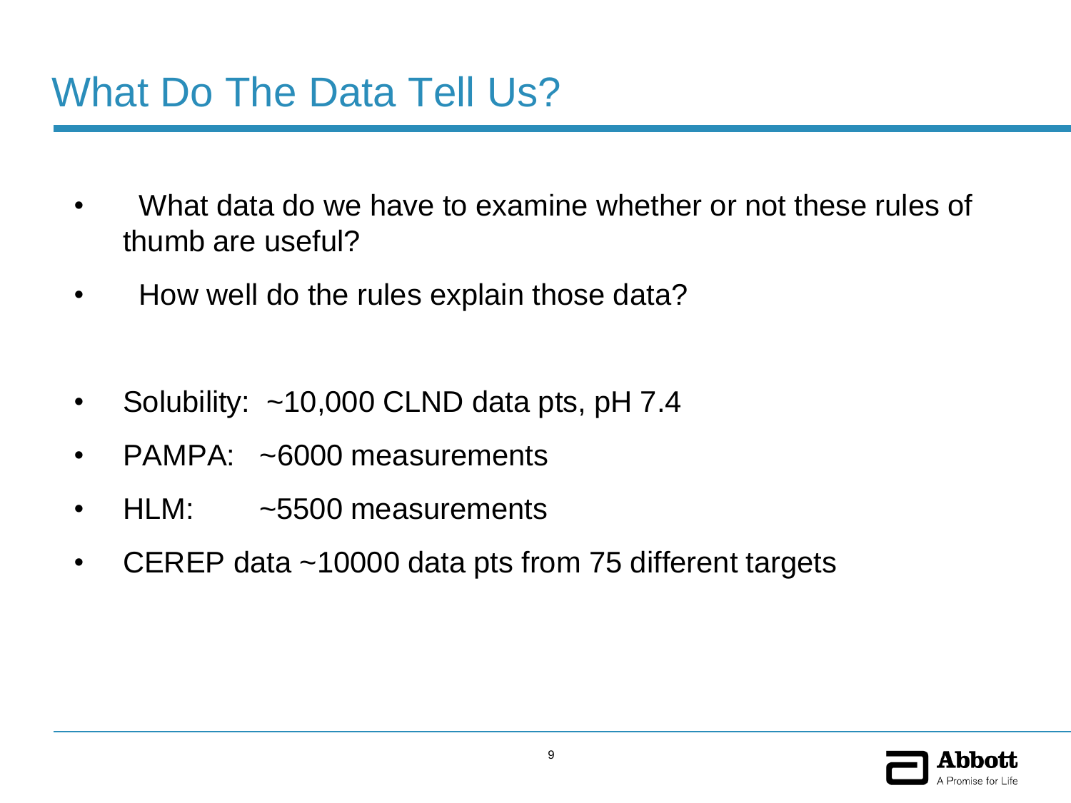# What Do The Data Tell Us?

- What data do we have to examine whether or not these rules of thumb are useful?
- How well do the rules explain those data?

- Solubility: ~10,000 CLND data pts, pH 7.4
- PAMPA: ~6000 measurements
- HLM: ~5500 measurements
- CEREP data ~10000 data pts from 75 different targets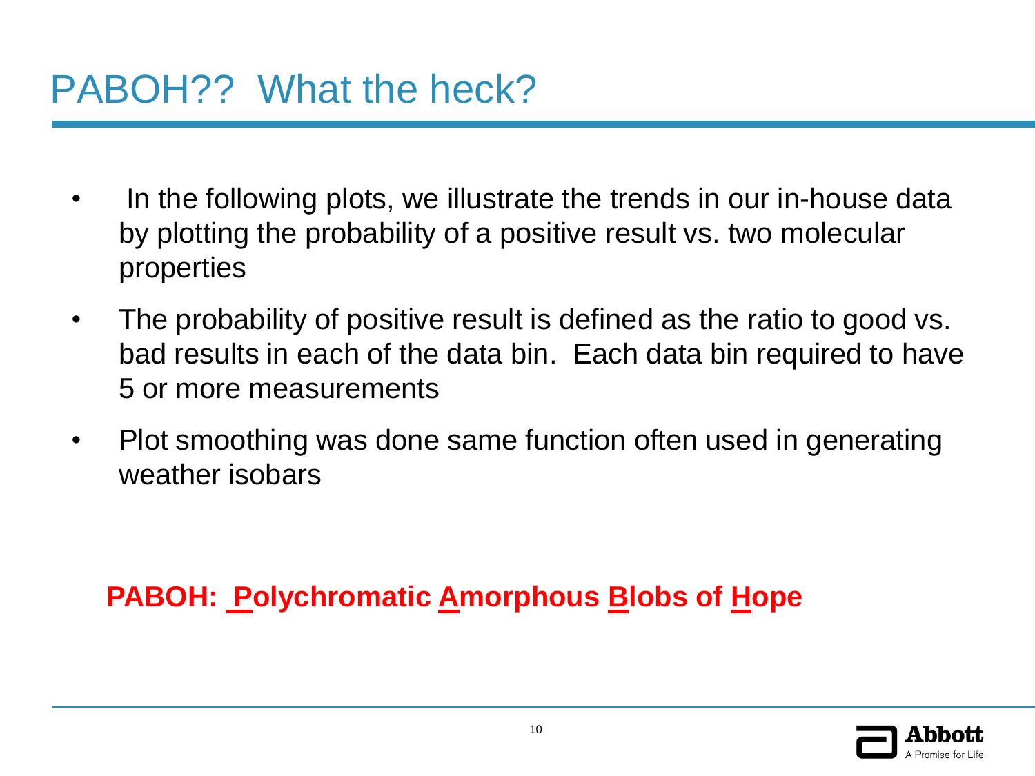# PABOH?? What the heck?

- In the following plots, we illustrate the trends in our in-house data by plotting the probability of a positive result vs. two molecular properties
- The probability of positive result is defined as the ratio to good vs. bad results in each of the data bin. Each data bin required to have 5 or more measurements
- Plot smoothing was done same function often used in generating weather isobars

**PABOH: Polychromatic Amorphous Blobs of Hope**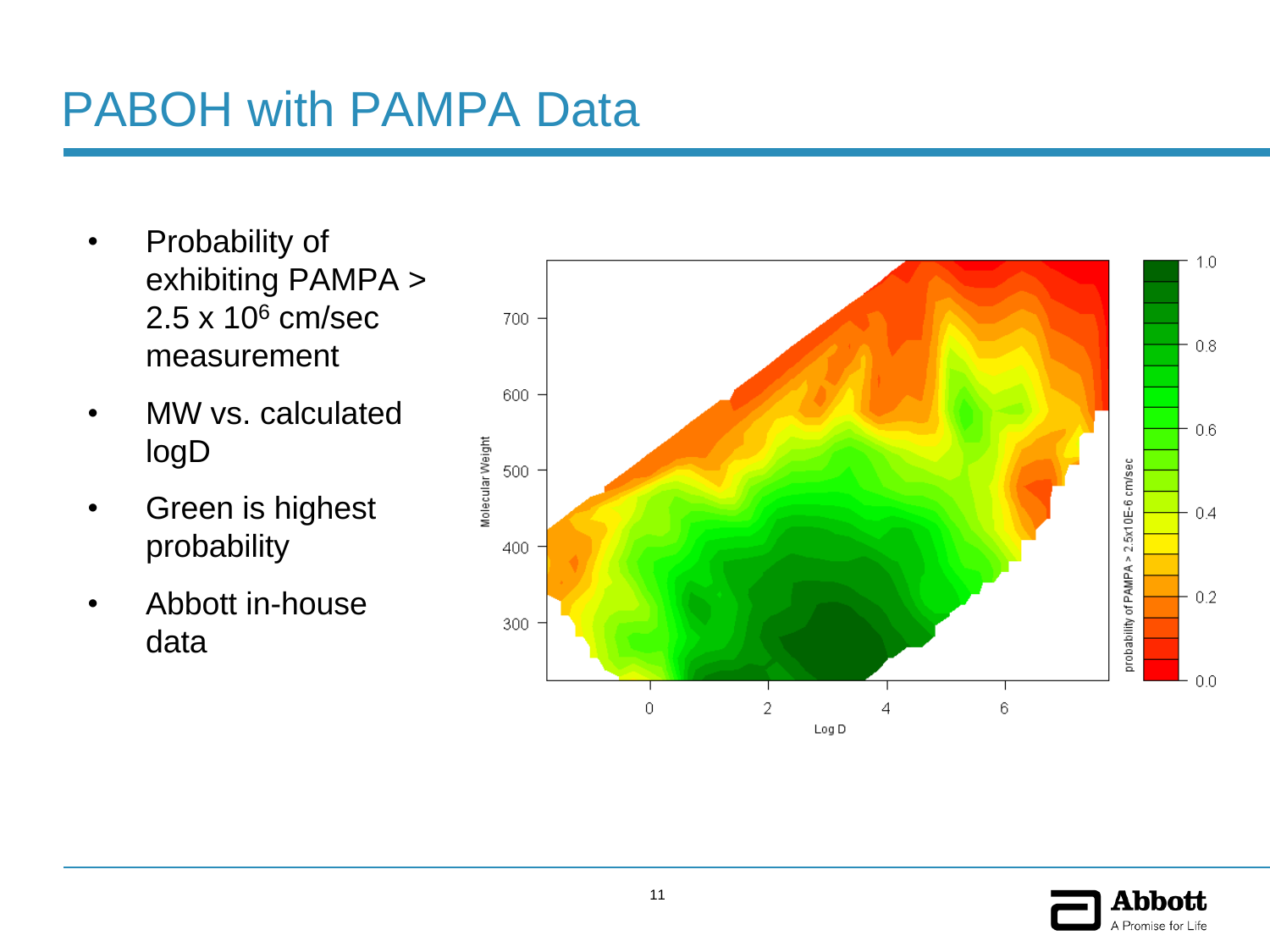# PABOH with PAMPA Data

- Probability of exhibiting PAMPA > 2.5 x $10^6$ cm/sec measurement
- MW vs. calculated logD
- Green is highest probability
- Abbott in-house data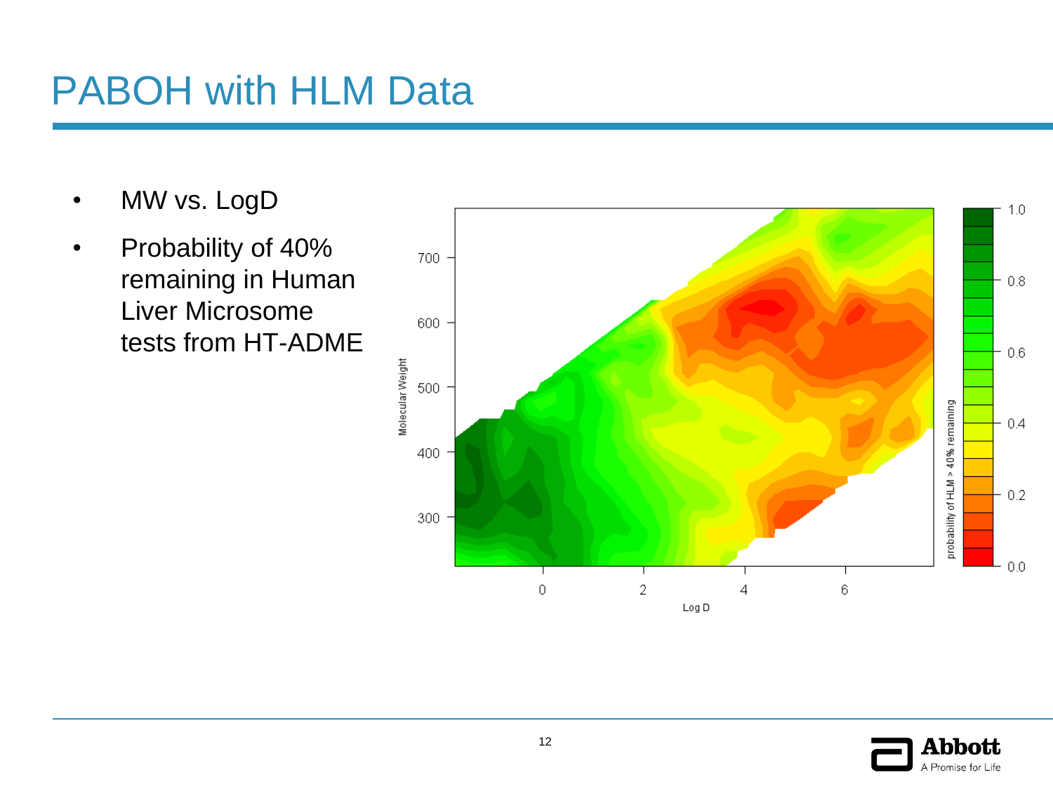# PABOH with HLM Data

- MW vs. LogD
- Probability of 40% remaining in Human Liver Microsome tests from HT-ADME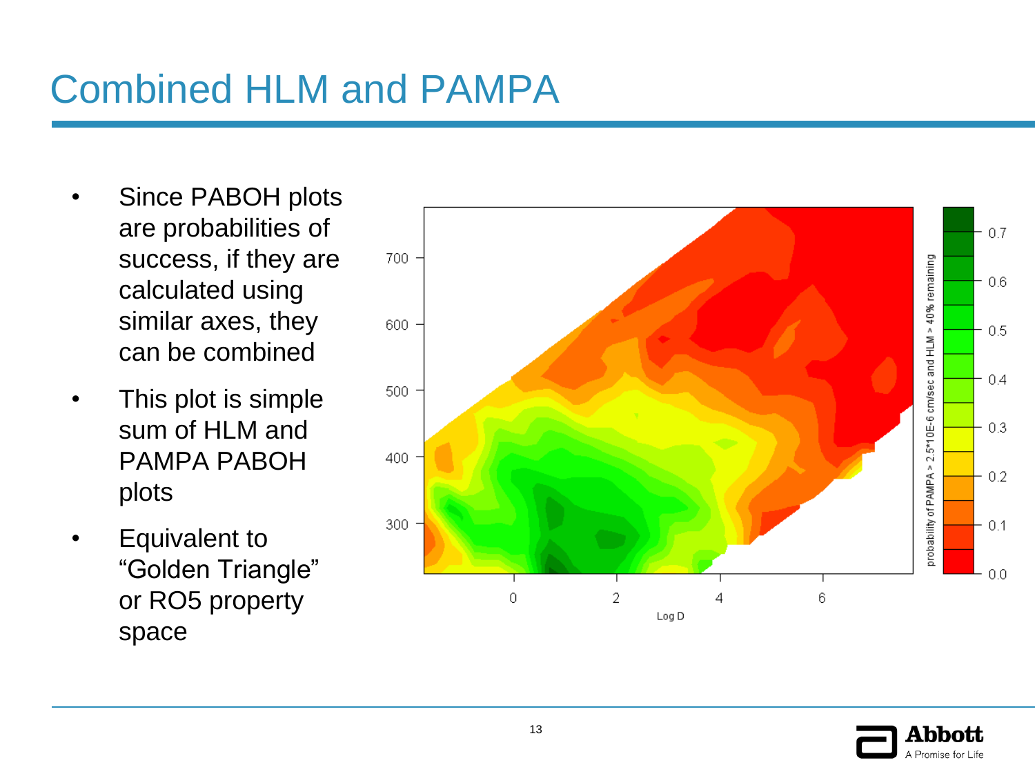# Combined HLM and PAMPA

- Since PABOH plots are probabilities of success, if they are calculated using similar axes, they can be combined
- This plot is simple sum of HLM and PAMPA PABOH plots
- Equivalent to "Golden Triangle" or RO5 property space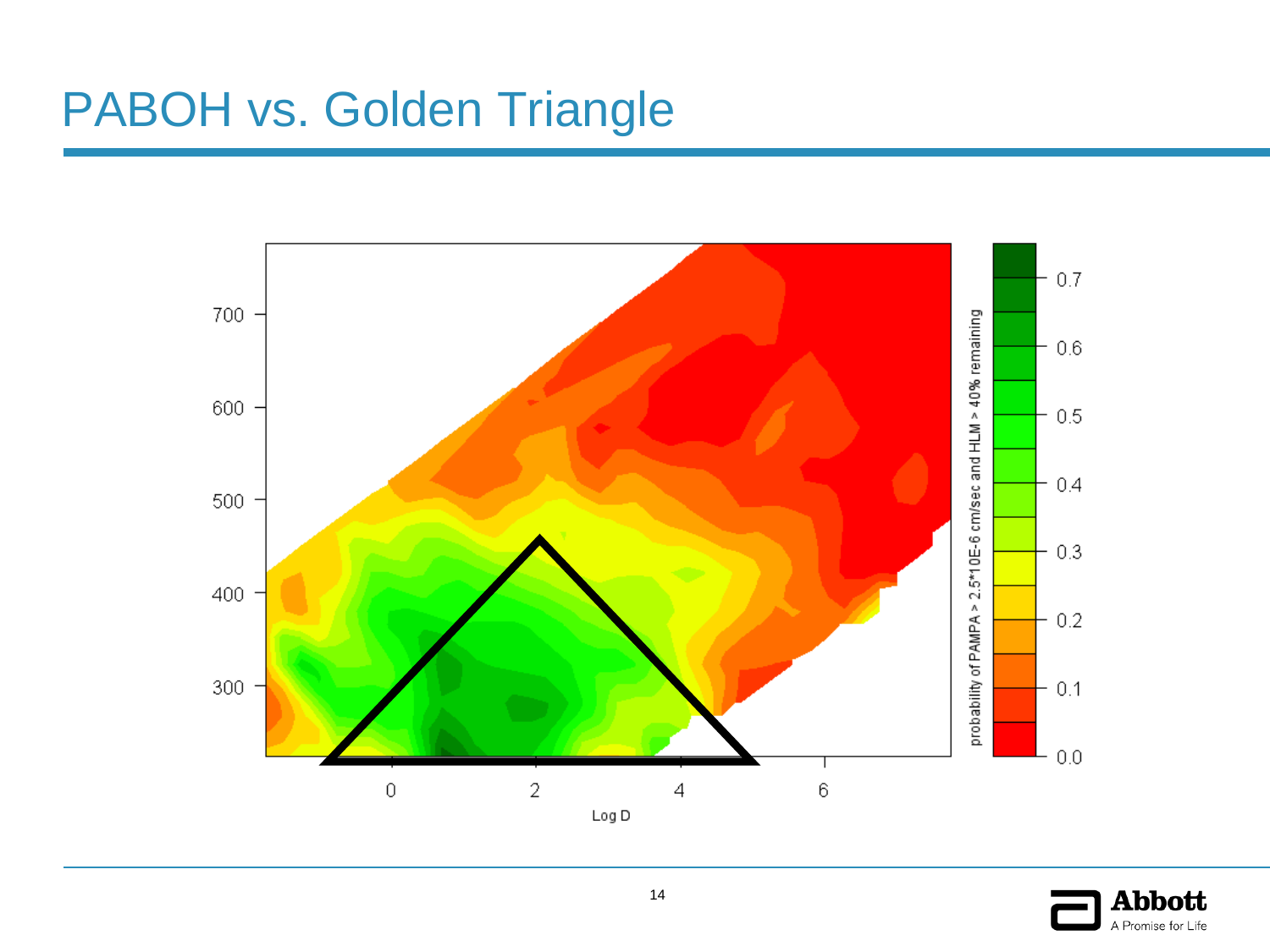# PABOH vs. Golden Triangle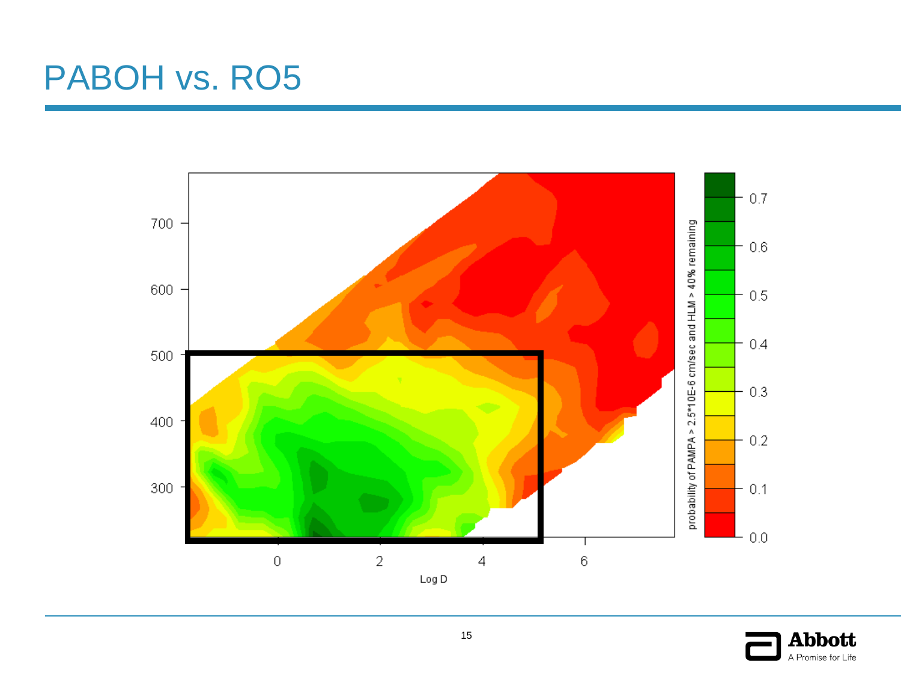# PABOH vs. RO5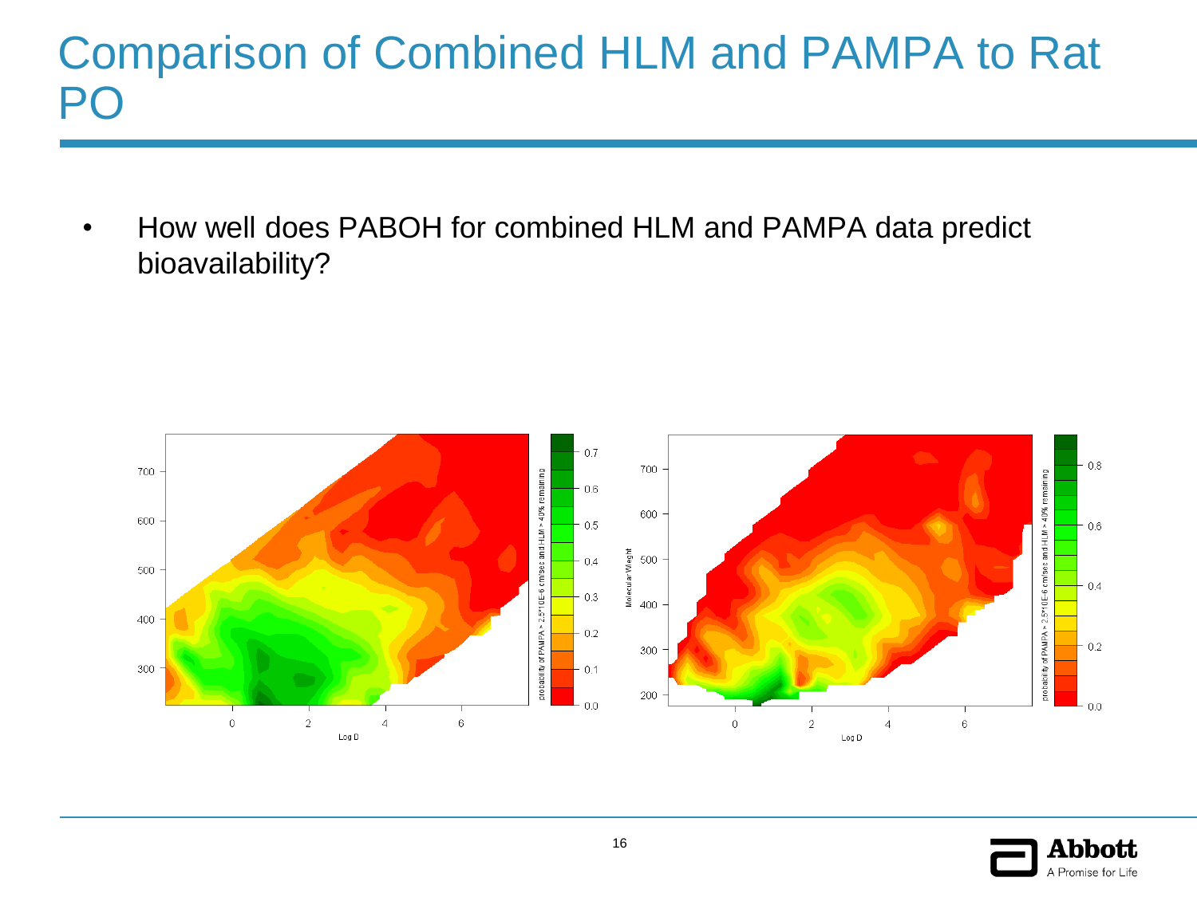# Comparison of Combined HLM and PAMPA to Rat PO

- How well does PABOH for combined HLM and PAMPA data predict bioavailability?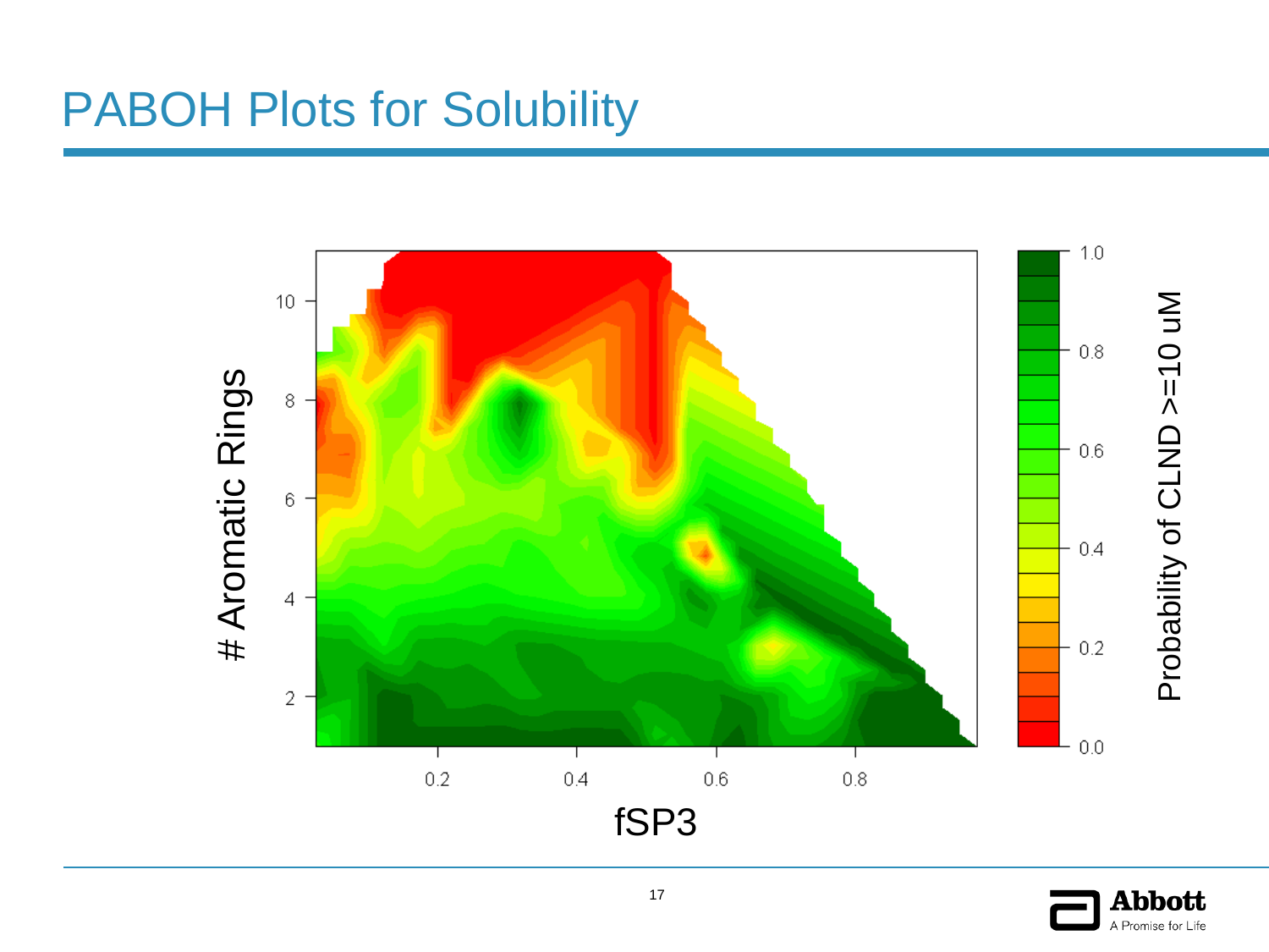# PABOH Plots for Solubility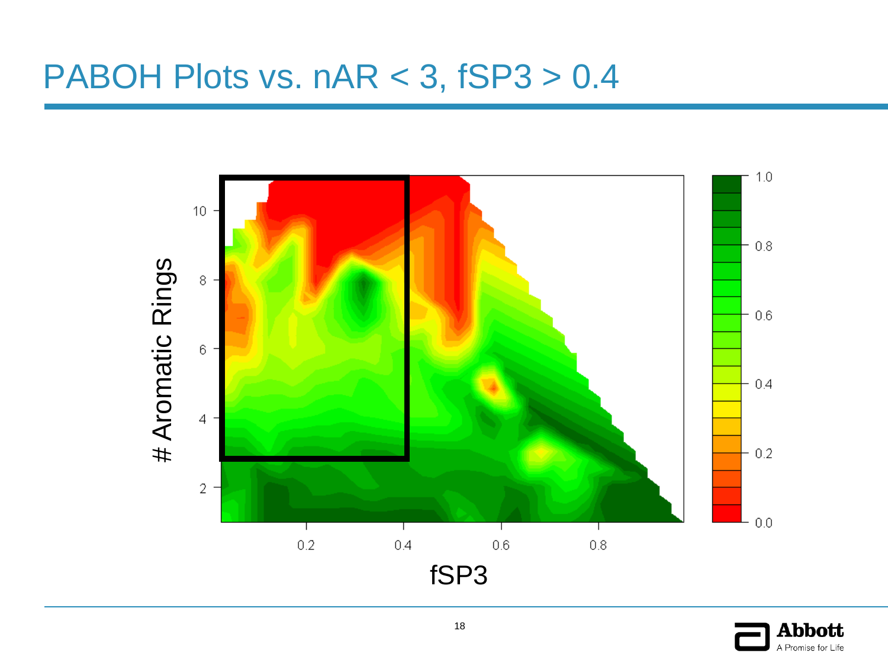# PABOH Plots vs. nAR < 3, fSP3 > 0.4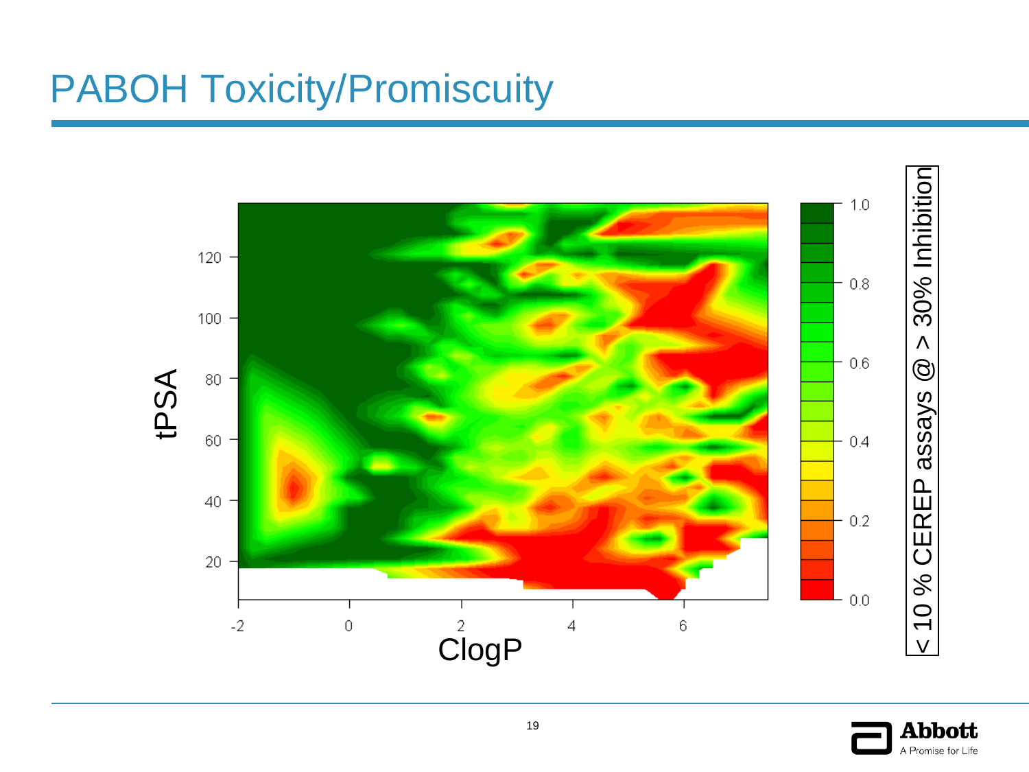# PABOH Toxicity/Promiscuity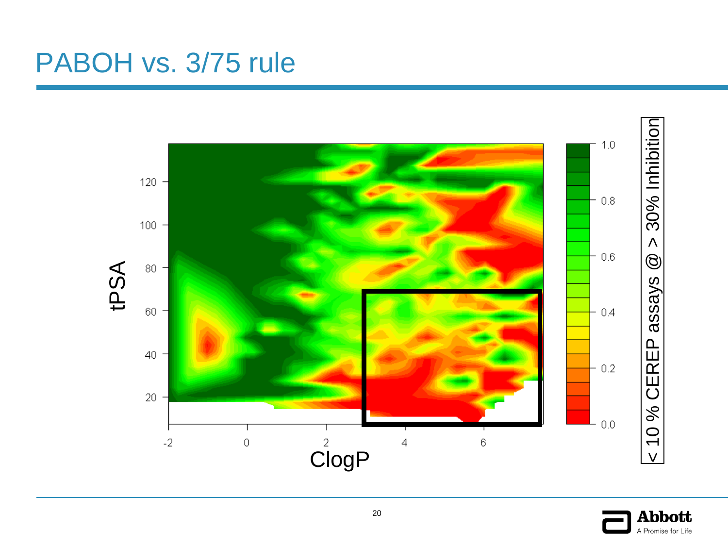# PABOH vs. 3/75 rule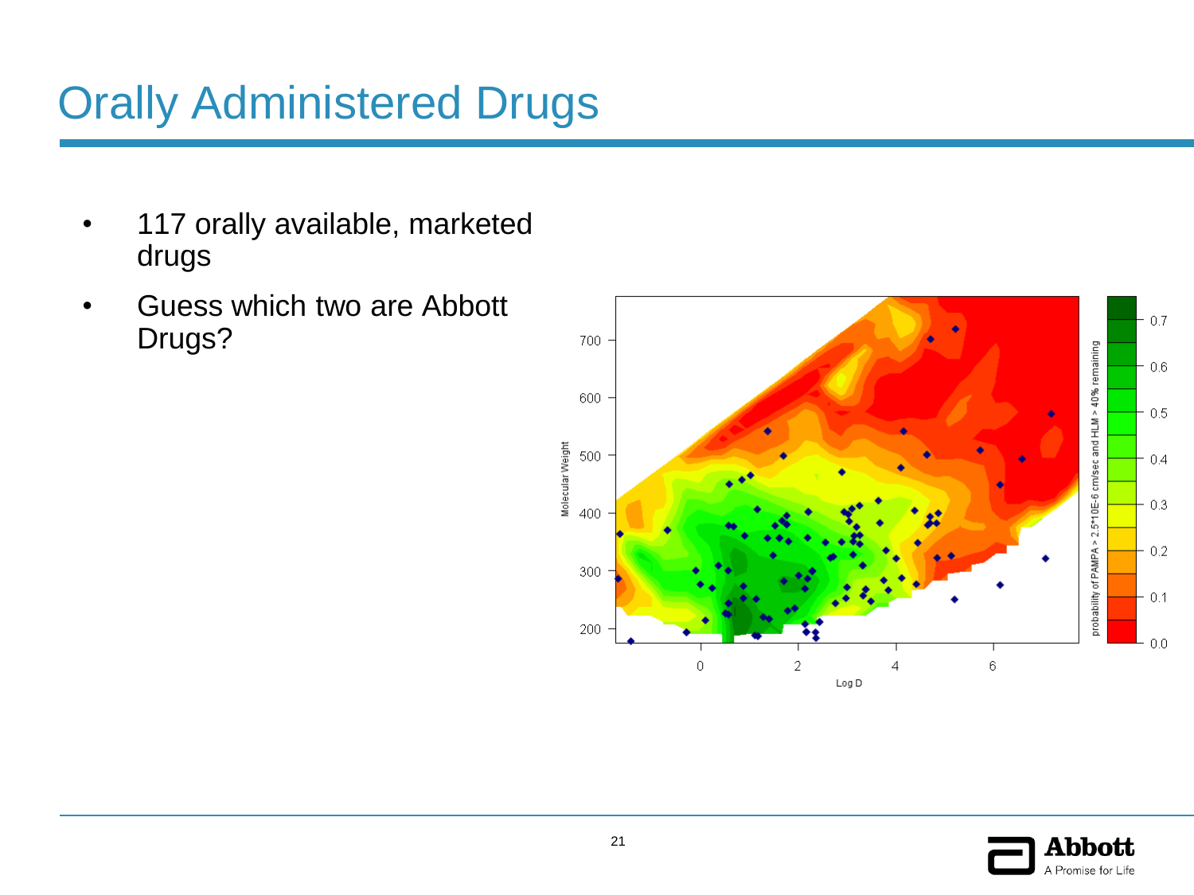# Orally Administered Drugs

- 117 orally available, marketed drugs
- Guess which two are Abbott Drugs?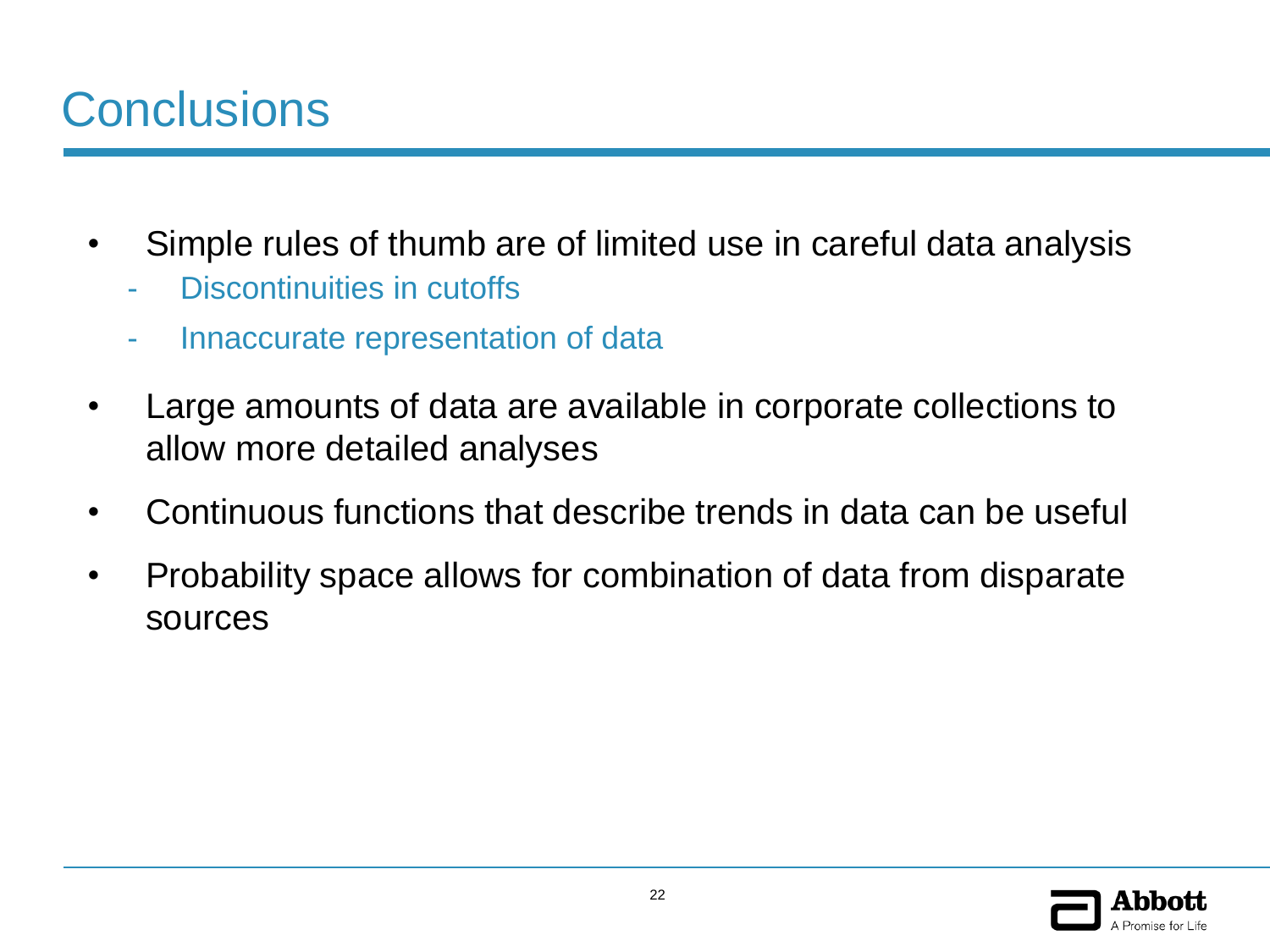# Conclusions

- Simple rules of thumb are of limited use in careful data analysis
  - Discontinuities in cutoffs
  - Innaccurate representation of data
- Large amounts of data are available in corporate collections to allow more detailed analyses
- Continuous functions that describe trends in data can be useful
- Probability space allows for combination of data from disparate sources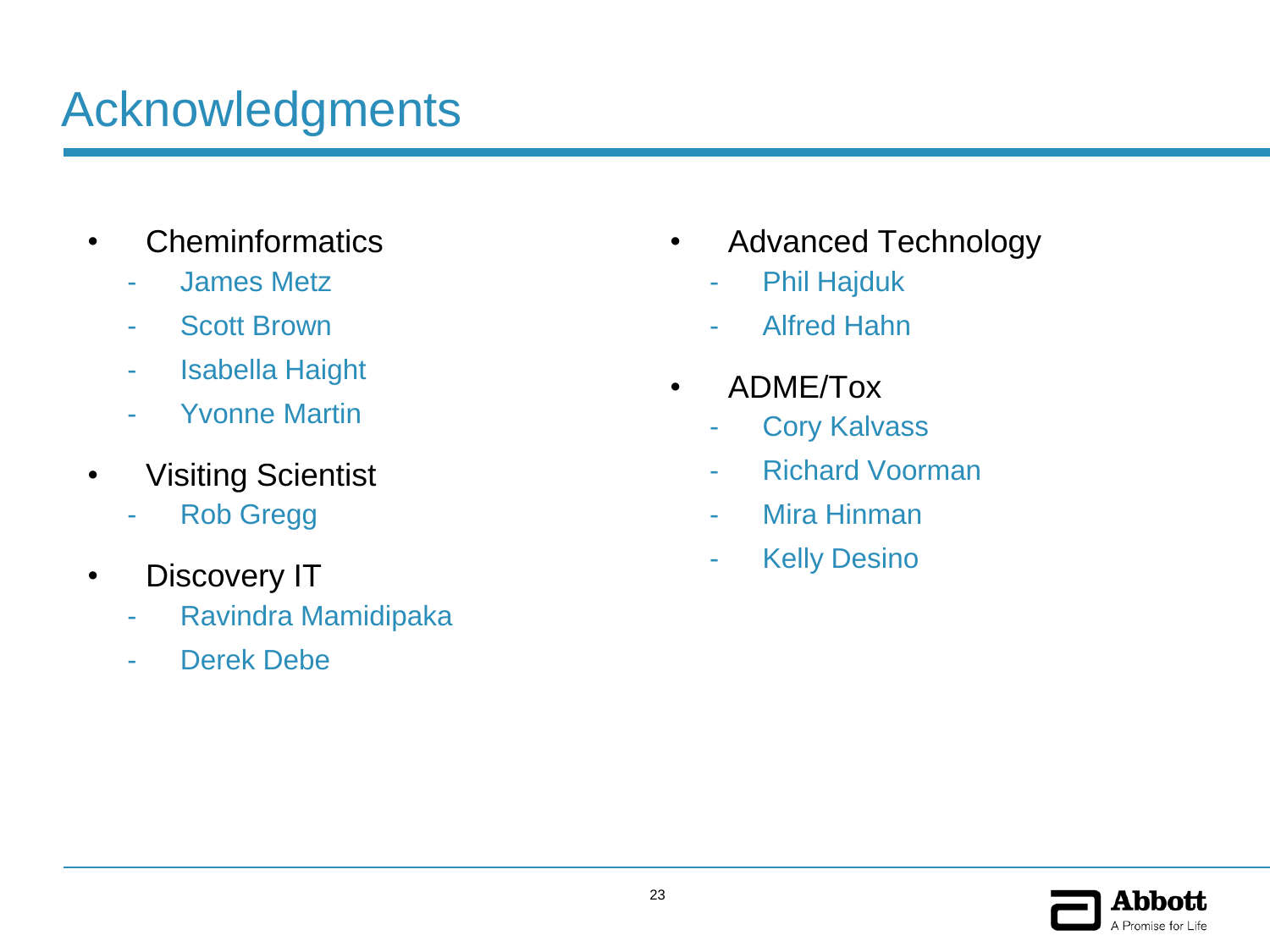# Acknowledgments

- Cheminformatics
  - James Metz
  - Scott Brown
  - Isabella Haight
  - Yvonne Martin
- Visiting Scientist
  - Rob Gregg
- Discovery IT
  - Ravindra Mamidipaka
  - Derek Debe
- Advanced Technology
  - Phil Hajduk
  - Alfred Hahn
- ADME/Tox
  - Cory Kalvass
  - Richard Voorman
  - Mira Hinman
  - Kelly Desino

Abbott
A Promise for Life